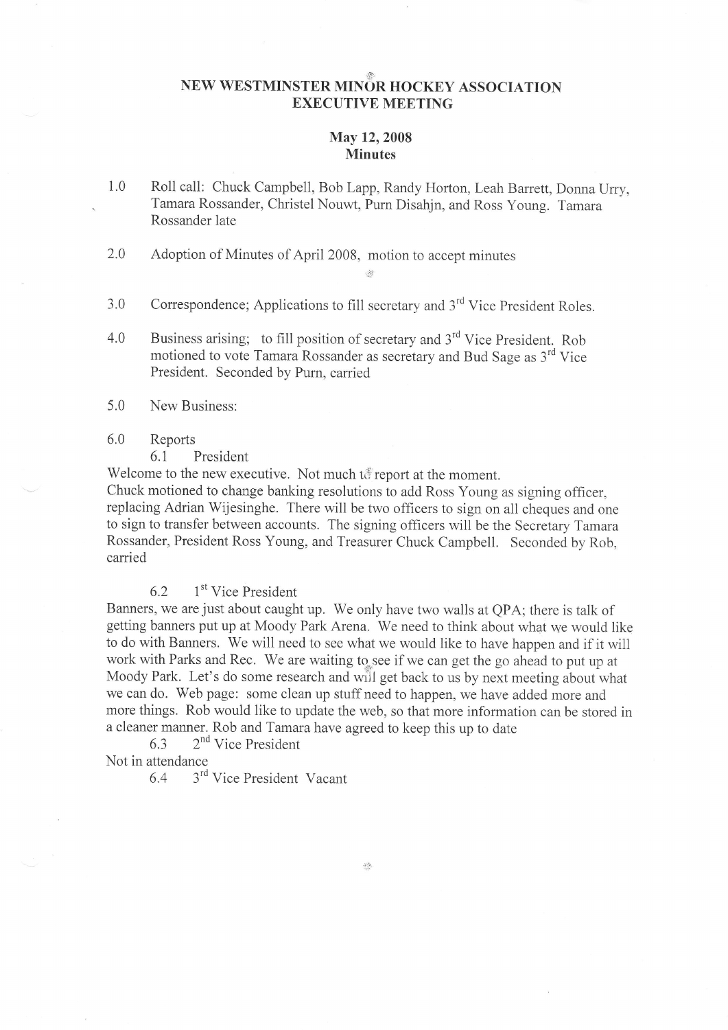# NEW WESTMINSTER MINOR HOCKEY ASSOCIATION
# EXECUTIVE MEETING

## May 12, 2008
## Minutes

1.0 Roll call: Chuck Campbell, Bob Lapp, Randy Horton, Leah Barrett, Donna Urry, Tamara Rossander, Christel Nouwt, Purn Disahjn, and Ross Young. Tamara Rossander late

2.0 Adoption of Minutes of April 2008, motion to accept minutes

3.0 Correspondence; Applications to fill secretary and 3rd Vice President Roles.

4.0 Business arising; to fill position of secretary and 3rd Vice President. Rob motioned to vote Tamara Rossander as secretary and Bud Sage as 3rd Vice President. Seconded by Purn, carried

5.0 New Business:

6.0 Reports

6.1 President

Welcome to the new executive. Not much to report at the moment.
Chuck motioned to change banking resolutions to add Ross Young as signing officer, replacing Adrian Wijesinghe. There will be two officers to sign on all cheques and one to sign to transfer between accounts. The signing officers will be the Secretary Tamara Rossander, President Ross Young, and Treasurer Chuck Campbell. Seconded by Rob, carried

6.2 1st Vice President

Banners, we are just about caught up. We only have two walls at QPA; there is talk of getting banners put up at Moody Park Arena. We need to think about what we would like to do with Banners. We will need to see what we would like to have happen and if it will work with Parks and Rec. We are waiting to see if we can get the go ahead to put up at Moody Park. Let's do some research and will get back to us by next meeting about what we can do. Web page: some clean up stuff need to happen, we have added more and more things. Rob would like to update the web, so that more information can be stored in a cleaner manner. Rob and Tamara have agreed to keep this up to date

6.3 2nd Vice President

Not in attendance

6.4 3rd Vice President Vacant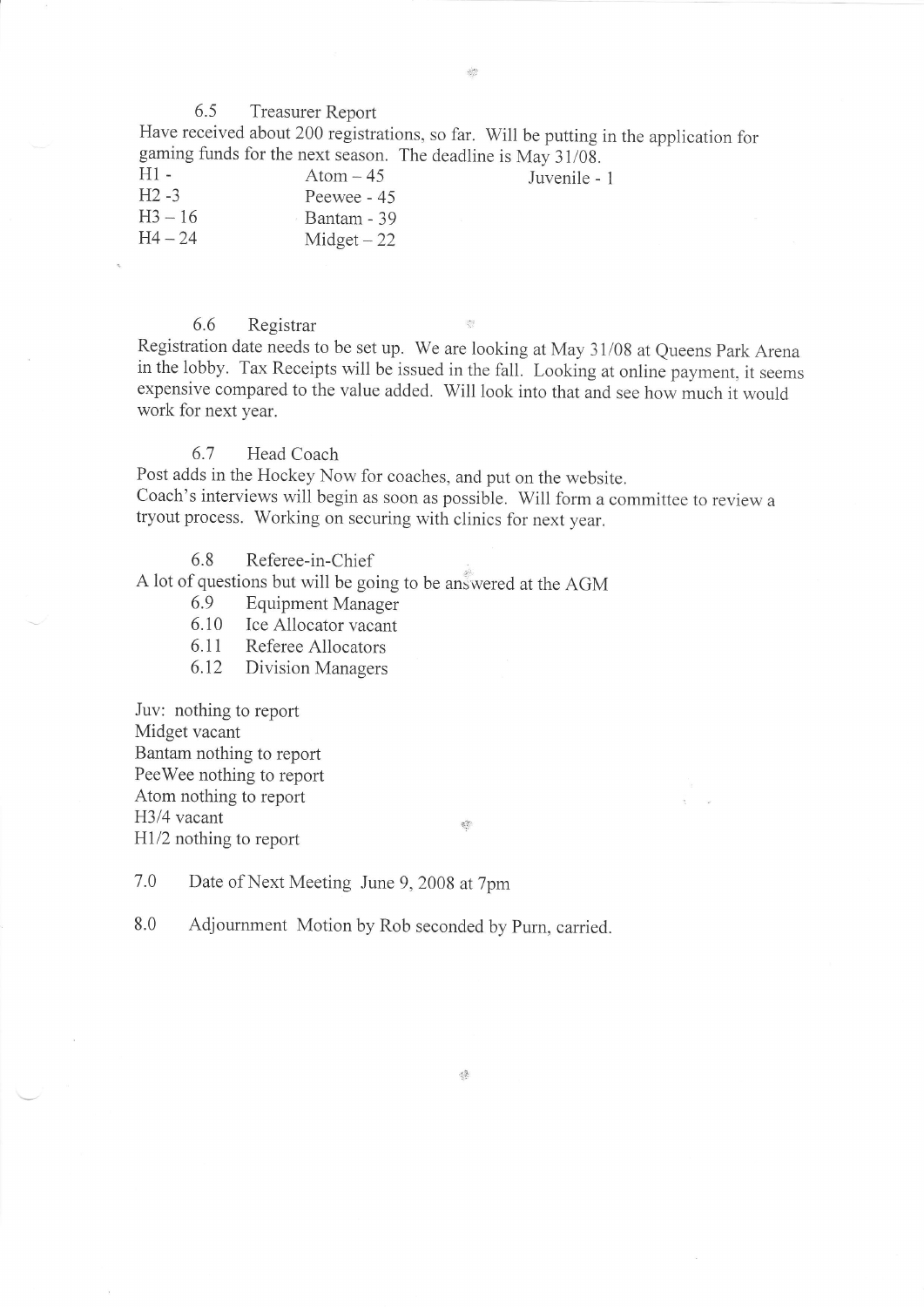### 6.5 Treasurer Report

Have received about 200 registrations, so far. Will be putting in the application for gaming funds for the next season. The deadline is May 31/08.

| | | |
|---|---|---|
| H1 - | Atom – 45 | Juvenile - 1 |
| H2 -3 | Peewee - 45 | |
| H3 – 16 | Bantam - 39 | |
| H4 – 24 | Midget – 22 | |

### 6.6 Registrar

Registration date needs to be set up. We are looking at May 31/08 at Queens Park Arena in the lobby. Tax Receipts will be issued in the fall. Looking at online payment, it seems expensive compared to the value added. Will look into that and see how much it would work for next year.

### 6.7 Head Coach

Post adds in the Hockey Now for coaches, and put on the website.
Coach's interviews will begin as soon as possible. Will form a committee to review a tryout process. Working on securing with clinics for next year.

### 6.8 Referee-in-Chief

A lot of questions but will be going to be answered at the AGM

### 6.9 Equipment Manager

### 6.10 Ice Allocator vacant

### 6.11 Referee Allocators

### 6.12 Division Managers

Juv: nothing to report
Midget vacant
Bantam nothing to report
PeeWee nothing to report
Atom nothing to report
H3/4 vacant
H1/2 nothing to report

## 7.0 Date of Next Meeting June 9, 2008 at 7pm

## 8.0 Adjournment Motion by Rob seconded by Purn, carried.